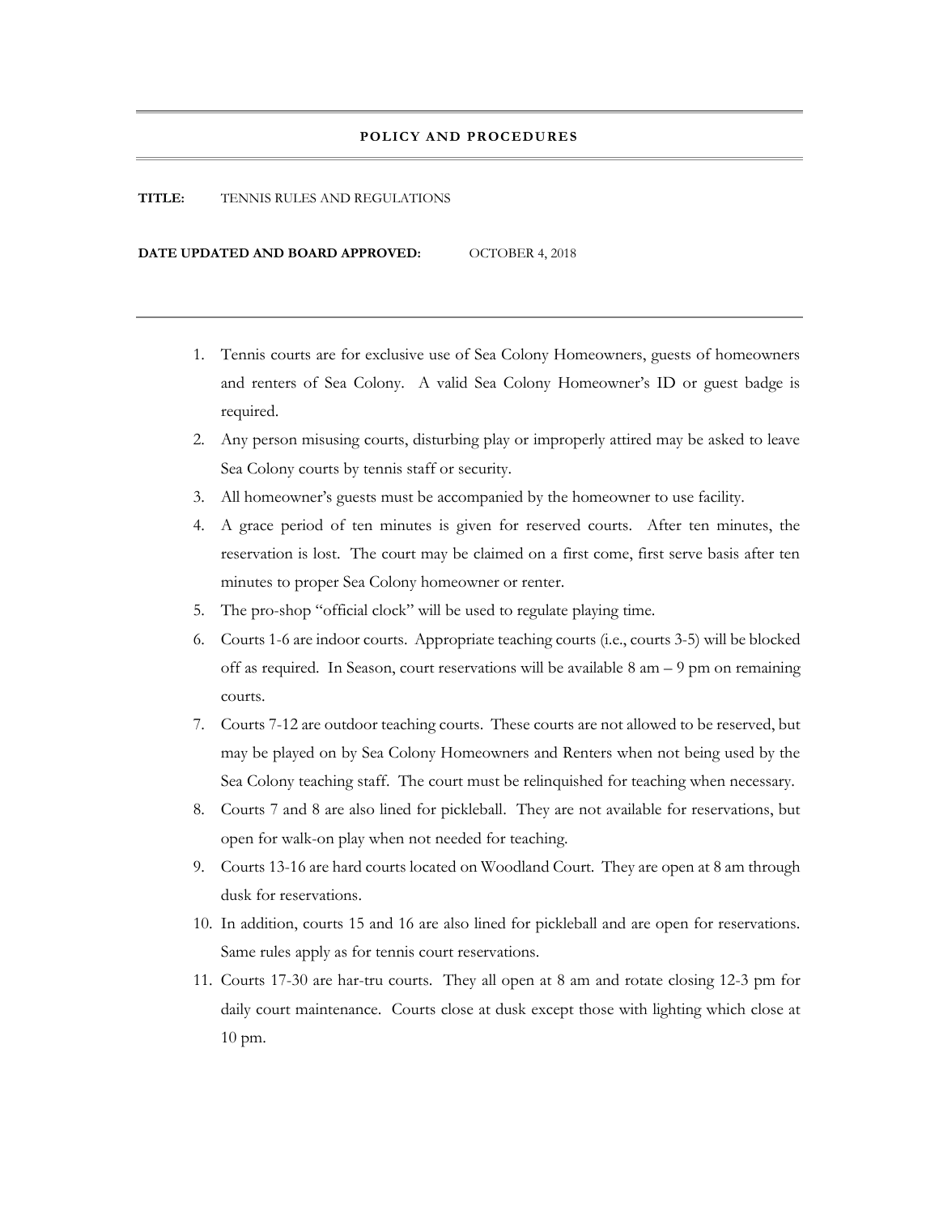# POLICY AND PROCEDURES

**TITLE:** TENNIS RULES AND REGULATIONS

**DATE UPDATED AND BOARD APPROVED:** OCTOBER 4, 2018

---

1. Tennis courts are for exclusive use of Sea Colony Homeowners, guests of homeowners and renters of Sea Colony. A valid Sea Colony Homeowner's ID or guest badge is required.
2. Any person misusing courts, disturbing play or improperly attired may be asked to leave Sea Colony courts by tennis staff or security.
3. All homeowner's guests must be accompanied by the homeowner to use facility.
4. A grace period of ten minutes is given for reserved courts. After ten minutes, the reservation is lost. The court may be claimed on a first come, first serve basis after ten minutes to proper Sea Colony homeowner or renter.
5. The pro-shop "official clock" will be used to regulate playing time.
6. Courts 1-6 are indoor courts. Appropriate teaching courts (i.e., courts 3-5) will be blocked off as required. In Season, court reservations will be available 8 am – 9 pm on remaining courts.
7. Courts 7-12 are outdoor teaching courts. These courts are not allowed to be reserved, but may be played on by Sea Colony Homeowners and Renters when not being used by the Sea Colony teaching staff. The court must be relinquished for teaching when necessary.
8. Courts 7 and 8 are also lined for pickleball. They are not available for reservations, but open for walk-on play when not needed for teaching.
9. Courts 13-16 are hard courts located on Woodland Court. They are open at 8 am through dusk for reservations.
10. In addition, courts 15 and 16 are also lined for pickleball and are open for reservations. Same rules apply as for tennis court reservations.
11. Courts 17-30 are har-tru courts. They all open at 8 am and rotate closing 12-3 pm for daily court maintenance. Courts close at dusk except those with lighting which close at 10 pm.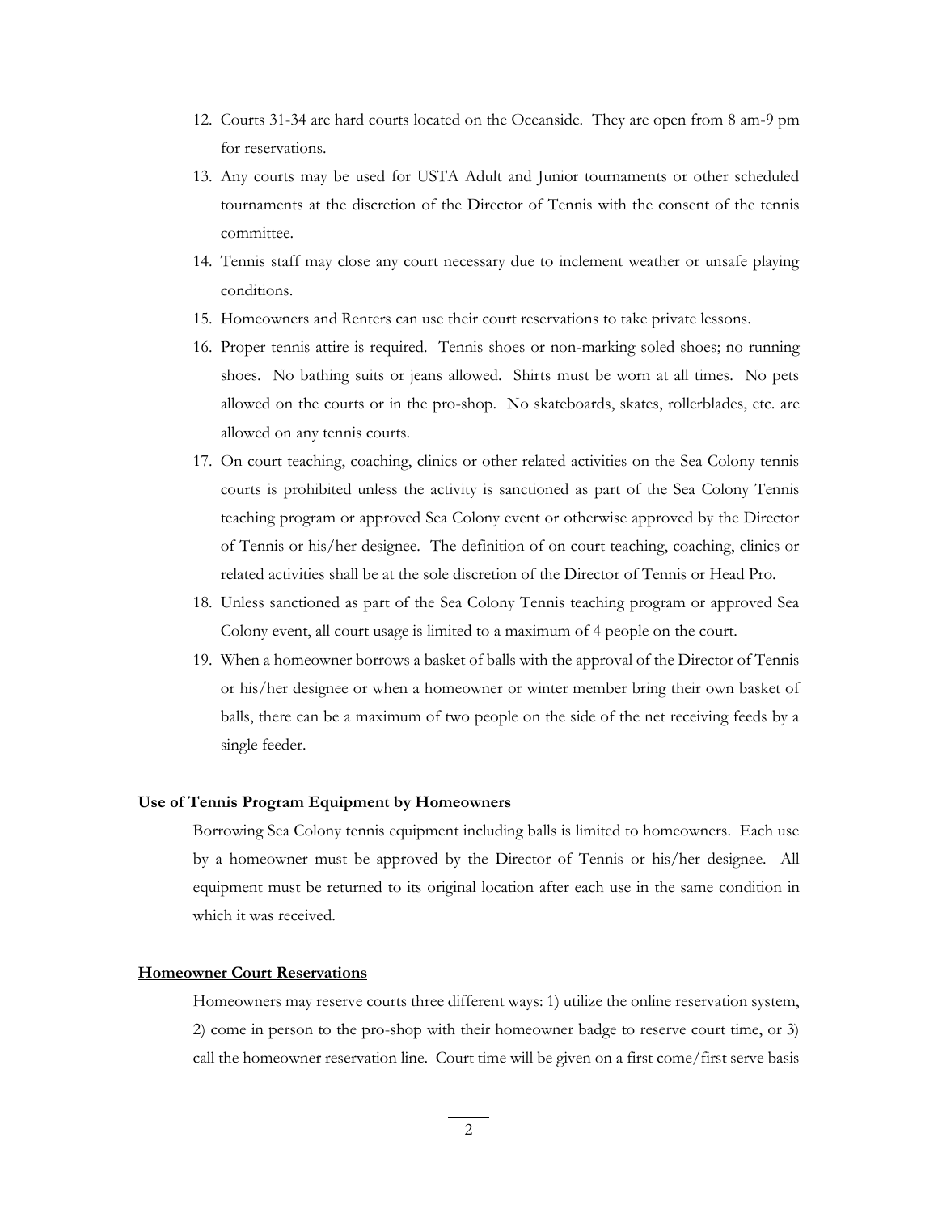12. Courts 31-34 are hard courts located on the Oceanside. They are open from 8 am-9 pm for reservations.
13. Any courts may be used for USTA Adult and Junior tournaments or other scheduled tournaments at the discretion of the Director of Tennis with the consent of the tennis committee.
14. Tennis staff may close any court necessary due to inclement weather or unsafe playing conditions.
15. Homeowners and Renters can use their court reservations to take private lessons.
16. Proper tennis attire is required. Tennis shoes or non-marking soled shoes; no running shoes. No bathing suits or jeans allowed. Shirts must be worn at all times. No pets allowed on the courts or in the pro-shop. No skateboards, skates, rollerblades, etc. are allowed on any tennis courts.
17. On court teaching, coaching, clinics or other related activities on the Sea Colony tennis courts is prohibited unless the activity is sanctioned as part of the Sea Colony Tennis teaching program or approved Sea Colony event or otherwise approved by the Director of Tennis or his/her designee. The definition of on court teaching, coaching, clinics or related activities shall be at the sole discretion of the Director of Tennis or Head Pro.
18. Unless sanctioned as part of the Sea Colony Tennis teaching program or approved Sea Colony event, all court usage is limited to a maximum of 4 people on the court.
19. When a homeowner borrows a basket of balls with the approval of the Director of Tennis or his/her designee or when a homeowner or winter member bring their own basket of balls, there can be a maximum of two people on the side of the net receiving feeds by a single feeder.

**Use of Tennis Program Equipment by Homeowners**

Borrowing Sea Colony tennis equipment including balls is limited to homeowners. Each use by a homeowner must be approved by the Director of Tennis or his/her designee. All equipment must be returned to its original location after each use in the same condition in which it was received.

**Homeowner Court Reservations**

Homeowners may reserve courts three different ways: 1) utilize the online reservation system, 2) come in person to the pro-shop with their homeowner badge to reserve court time, or 3) call the homeowner reservation line. Court time will be given on a first come/first serve basis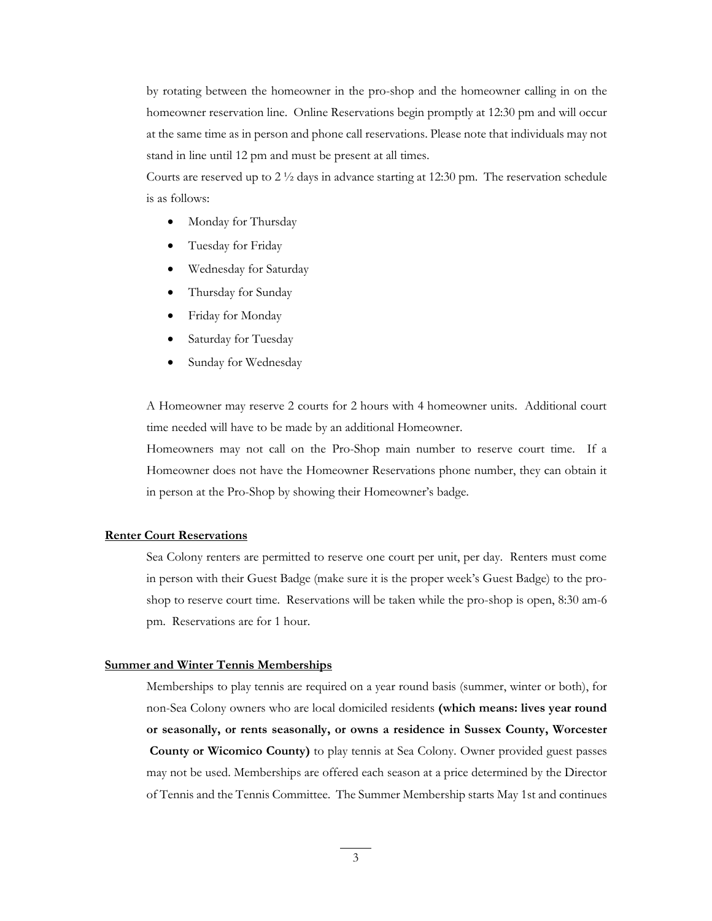by rotating between the homeowner in the pro-shop and the homeowner calling in on the homeowner reservation line. Online Reservations begin promptly at 12:30 pm and will occur at the same time as in person and phone call reservations. Please note that individuals may not stand in line until 12 pm and must be present at all times.

Courts are reserved up to 2 ½ days in advance starting at 12:30 pm. The reservation schedule is as follows:

- Monday for Thursday
- Tuesday for Friday
- Wednesday for Saturday
- Thursday for Sunday
- Friday for Monday
- Saturday for Tuesday
- Sunday for Wednesday

A Homeowner may reserve 2 courts for 2 hours with 4 homeowner units. Additional court time needed will have to be made by an additional Homeowner.

Homeowners may not call on the Pro-Shop main number to reserve court time. If a Homeowner does not have the Homeowner Reservations phone number, they can obtain it in person at the Pro-Shop by showing their Homeowner's badge.

**Renter Court Reservations**

Sea Colony renters are permitted to reserve one court per unit, per day. Renters must come in person with their Guest Badge (make sure it is the proper week's Guest Badge) to the pro-shop to reserve court time. Reservations will be taken while the pro-shop is open, 8:30 am-6 pm. Reservations are for 1 hour.

**Summer and Winter Tennis Memberships**

Memberships to play tennis are required on a year round basis (summer, winter or both), for non-Sea Colony owners who are local domiciled residents **(which means: lives year round or seasonally, or rents seasonally, or owns a residence in Sussex County, Worcester County or Wicomico County)** to play tennis at Sea Colony. Owner provided guest passes may not be used. Memberships are offered each season at a price determined by the Director of Tennis and the Tennis Committee. The Summer Membership starts May 1st and continues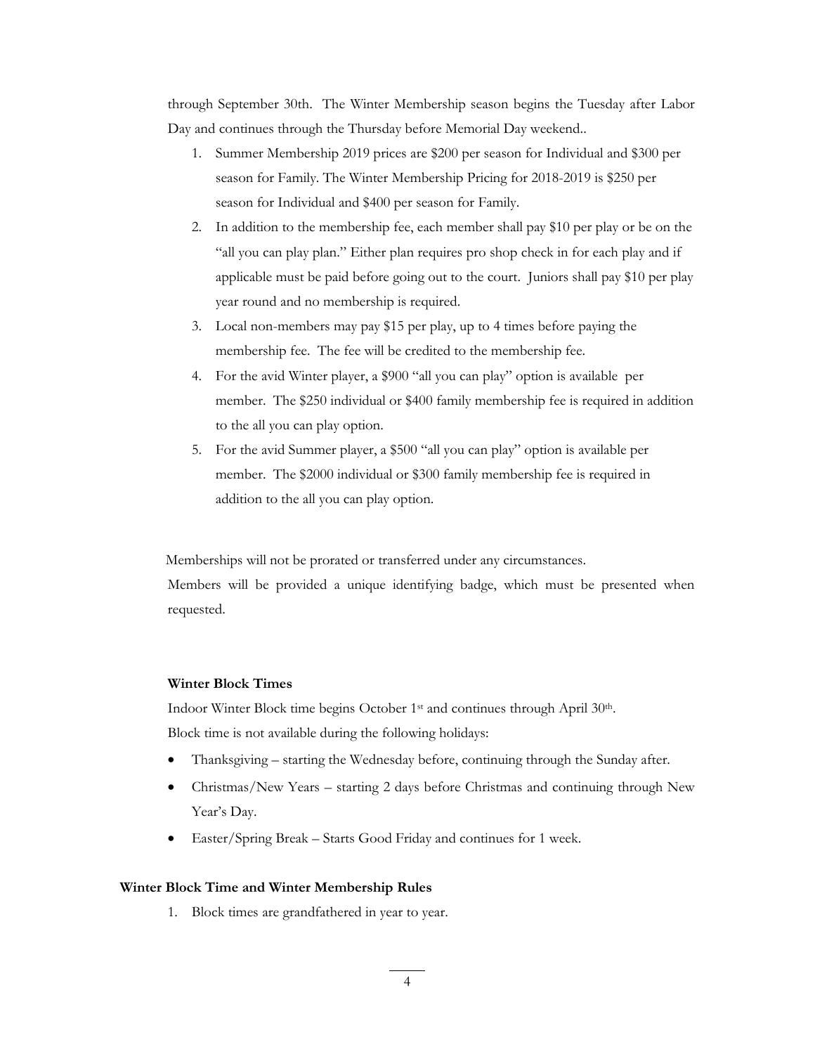through September 30th. The Winter Membership season begins the Tuesday after Labor Day and continues through the Thursday before Memorial Day weekend..

1. Summer Membership 2019 prices are $200 per season for Individual and $300 per season for Family. The Winter Membership Pricing for 2018-2019 is $250 per season for Individual and $400 per season for Family.
2. In addition to the membership fee, each member shall pay $10 per play or be on the "all you can play plan." Either plan requires pro shop check in for each play and if applicable must be paid before going out to the court. Juniors shall pay $10 per play year round and no membership is required.
3. Local non-members may pay $15 per play, up to 4 times before paying the membership fee. The fee will be credited to the membership fee.
4. For the avid Winter player, a $900 "all you can play" option is available per member. The $250 individual or $400 family membership fee is required in addition to the all you can play option.
5. For the avid Summer player, a $500 "all you can play" option is available per member. The $2000 individual or $300 family membership fee is required in addition to the all you can play option.

Memberships will not be prorated or transferred under any circumstances.

Members will be provided a unique identifying badge, which must be presented when requested.

**Winter Block Times**

Indoor Winter Block time begins October 1st and continues through April 30th.

Block time is not available during the following holidays:

- Thanksgiving – starting the Wednesday before, continuing through the Sunday after.
- Christmas/New Years – starting 2 days before Christmas and continuing through New Year's Day.
- Easter/Spring Break – Starts Good Friday and continues for 1 week.

**Winter Block Time and Winter Membership Rules**

1. Block times are grandfathered in year to year.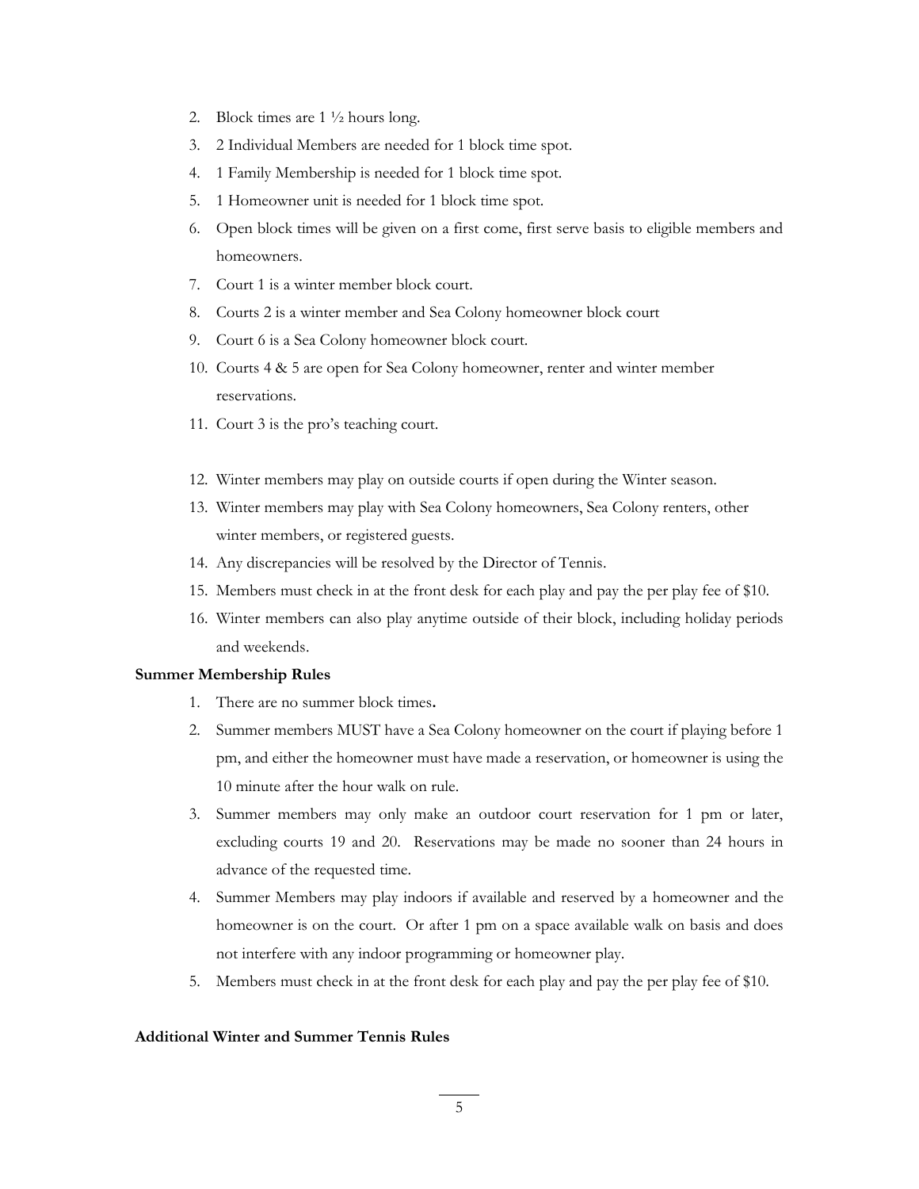2. Block times are 1 ½ hours long.
3. 2 Individual Members are needed for 1 block time spot.
4. 1 Family Membership is needed for 1 block time spot.
5. 1 Homeowner unit is needed for 1 block time spot.
6. Open block times will be given on a first come, first serve basis to eligible members and homeowners.
7. Court 1 is a winter member block court.
8. Courts 2 is a winter member and Sea Colony homeowner block court
9. Court 6 is a Sea Colony homeowner block court.
10. Courts 4 & 5 are open for Sea Colony homeowner, renter and winter member reservations.
11. Court 3 is the pro's teaching court.
12. Winter members may play on outside courts if open during the Winter season.
13. Winter members may play with Sea Colony homeowners, Sea Colony renters, other winter members, or registered guests.
14. Any discrepancies will be resolved by the Director of Tennis.
15. Members must check in at the front desk for each play and pay the per play fee of $10.
16. Winter members can also play anytime outside of their block, including holiday periods and weekends.

**Summer Membership Rules**

1. There are no summer block times**.**
2. Summer members MUST have a Sea Colony homeowner on the court if playing before 1 pm, and either the homeowner must have made a reservation, or homeowner is using the 10 minute after the hour walk on rule.
3. Summer members may only make an outdoor court reservation for 1 pm or later, excluding courts 19 and 20. Reservations may be made no sooner than 24 hours in advance of the requested time.
4. Summer Members may play indoors if available and reserved by a homeowner and the homeowner is on the court. Or after 1 pm on a space available walk on basis and does not interfere with any indoor programming or homeowner play.
5. Members must check in at the front desk for each play and pay the per play fee of $10.

**Additional Winter and Summer Tennis Rules**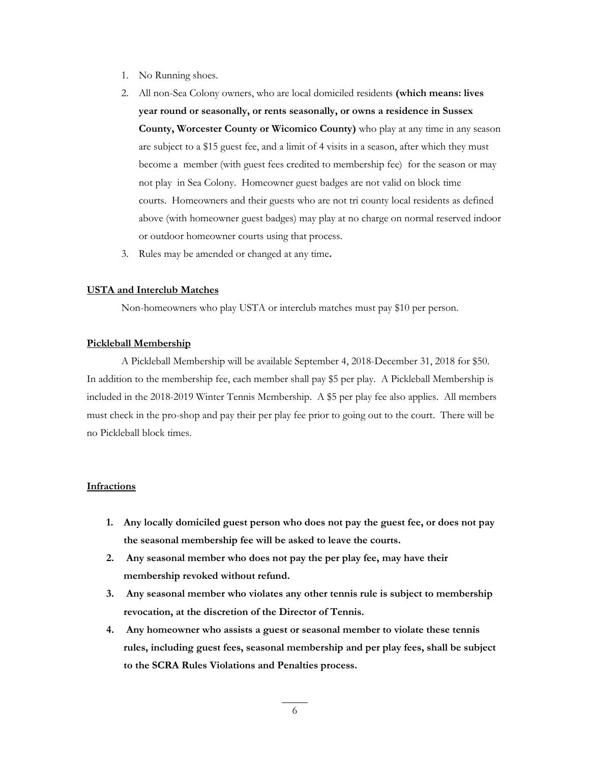1. No Running shoes.
2. All non-Sea Colony owners, who are local domiciled residents **(which means: lives year round or seasonally, or rents seasonally, or owns a residence in Sussex County, Worcester County or Wicomico County)** who play at any time in any season are subject to a $15 guest fee, and a limit of 4 visits in a season, after which they must become a member (with guest fees credited to membership fee) for the season or may not play in Sea Colony. Homeowner guest badges are not valid on block time courts. Homeowners and their guests who are not tri county local residents as defined above (with homeowner guest badges) may play at no charge on normal reserved indoor or outdoor homeowner courts using that process.
3. Rules may be amended or changed at any time**.**

**<u>USTA and Interclub Matches</u>**

Non-homeowners who play USTA or interclub matches must pay $10 per person.

**<u>Pickleball Membership</u>**

A Pickleball Membership will be available September 4, 2018-December 31, 2018 for $50. In addition to the membership fee, each member shall pay $5 per play. A Pickleball Membership is included in the 2018-2019 Winter Tennis Membership. A $5 per play fee also applies. All members must check in the pro-shop and pay their per play fee prior to going out to the court. There will be no Pickleball block times.

**<u>Infractions</u>**

1. **Any locally domiciled guest person who does not pay the guest fee, or does not pay the seasonal membership fee will be asked to leave the courts.**
2. **Any seasonal member who does not pay the per play fee, may have their membership revoked without refund.**
3. **Any seasonal member who violates any other tennis rule is subject to membership revocation, at the discretion of the Director of Tennis.**
4. **Any homeowner who assists a guest or seasonal member to violate these tennis rules, including guest fees, seasonal membership and per play fees, shall be subject to the SCRA Rules Violations and Penalties process.**